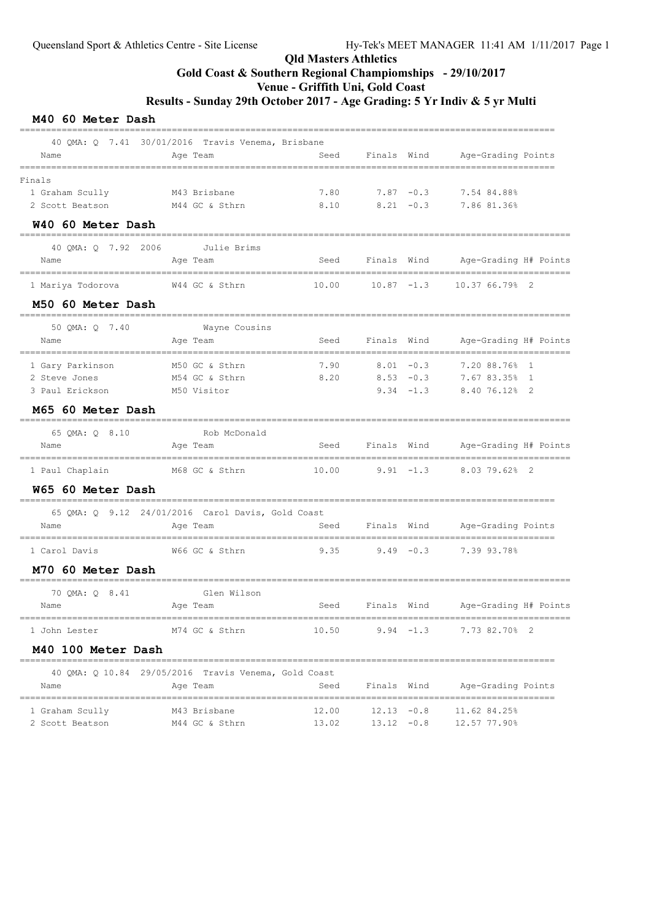**Qld Masters Athletics**

**Gold Coast & Southern Regional Champiomships - 29/10/2017**

**Venue - Griffith Uni, Gold Coast**

**Results - Sunday 29th October 2017 - Age Grading: 5 Yr Indiv & 5 yr Multi**

## M40 60 Meter Dash

40 QMA: Q 7.41 30/01/2016 Travis Venema, Brisbane

| Name | Age | Team | Seed | Finals | Wind | Age-Grading | Points |
|---|---|---|---|---|---|---|---|
| **Finals** | | | | | | | |
| 1 Graham Scully | M43 | Brisbane | 7.80 | 7.87 | -0.3 | 7.54 84.88% | |
| 2 Scott Beatson | M44 | GC & Sthrn | 8.10 | 8.21 | -0.3 | 7.86 81.36% | |

## W40 60 Meter Dash

40 QMA: Q 7.92 2006 Julie Brims

| Name | Age | Team | Seed | Finals | Wind | Age-Grading | H# | Points |
|---|---|---|---|---|---|---|---|---|
| 1 Mariya Todorova | W44 | GC & Sthrn | 10.00 | 10.87 | -1.3 | 10.37 66.79% | 2 | |

## M50 60 Meter Dash

50 QMA: Q 7.40 Wayne Cousins

| Name | Age | Team | Seed | Finals | Wind | Age-Grading | H# | Points |
|---|---|---|---|---|---|---|---|---|
| 1 Gary Parkinson | M50 | GC & Sthrn | 7.90 | 8.01 | -0.3 | 7.20 88.76% | 1 | |
| 2 Steve Jones | M54 | GC & Sthrn | 8.20 | 8.53 | -0.3 | 7.67 83.35% | 1 | |
| 3 Paul Erickson | M50 | Visitor | | 9.34 | -1.3 | 8.40 76.12% | 2 | |

## M65 60 Meter Dash

65 QMA: Q 8.10 Rob McDonald

| Name | Age | Team | Seed | Finals | Wind | Age-Grading | H# | Points |
|---|---|---|---|---|---|---|---|---|
| 1 Paul Chaplain | M68 | GC & Sthrn | 10.00 | 9.91 | -1.3 | 8.03 79.62% | 2 | |

## W65 60 Meter Dash

65 QMA: Q 9.12 24/01/2016 Carol Davis, Gold Coast

| Name | Age | Team | Seed | Finals | Wind | Age-Grading | Points |
|---|---|---|---|---|---|---|---|
| 1 Carol Davis | W66 | GC & Sthrn | 9.35 | 9.49 | -0.3 | 7.39 93.78% | |

## M70 60 Meter Dash

70 QMA: Q 8.41 Glen Wilson

| Name | Age | Team | Seed | Finals | Wind | Age-Grading | H# | Points |
|---|---|---|---|---|---|---|---|---|
| 1 John Lester | M74 | GC & Sthrn | 10.50 | 9.94 | -1.3 | 7.73 82.70% | 2 | |

## M40 100 Meter Dash

40 QMA: Q 10.84 29/05/2016 Travis Venema, Gold Coast

| Name | Age | Team | Seed | Finals | Wind | Age-Grading | Points |
|---|---|---|---|---|---|---|---|
| 1 Graham Scully | M43 | Brisbane | 12.00 | 12.13 | -0.8 | 11.62 84.25% | |
| 2 Scott Beatson | M44 | GC & Sthrn | 13.02 | 13.12 | -0.8 | 12.57 77.90% | |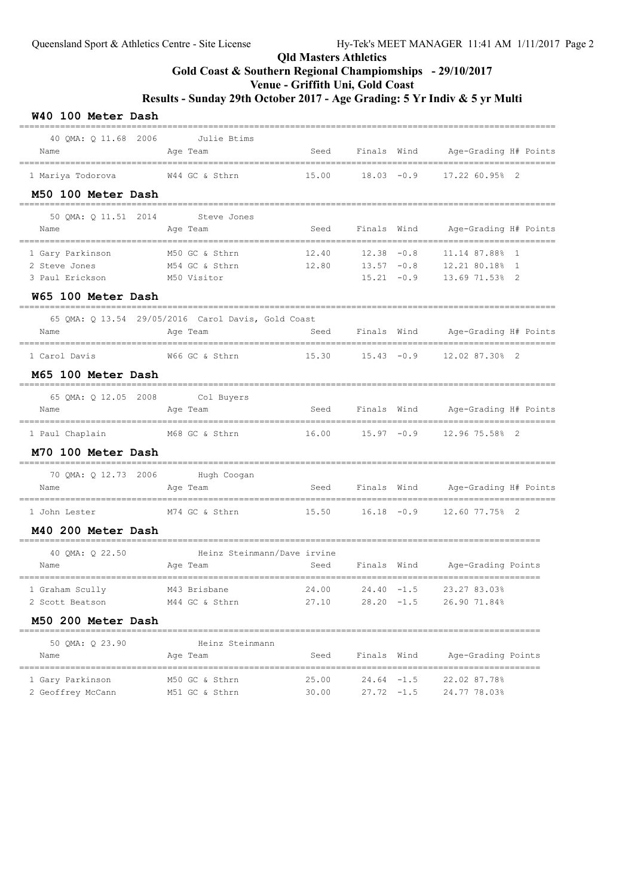**Qld Masters Athletics**

**Gold Coast & Southern Regional Champiomships - 29/10/2017**

**Venue - Griffith Uni, Gold Coast**

**Results - Sunday 29th October 2017 - Age Grading: 5 Yr Indiv & 5 yr Multi**

## W40 100 Meter Dash

40 QMA: Q 11.68 2006 Julie Btims

| Name | Age | Team | Seed | Finals | Wind | Age-Grading | | H# | Points |
|---|---|---|---|---|---|---|---|---|---|
| 1 Mariya Todorova | W44 | GC & Sthrn | 15.00 | 18.03 | -0.9 | 17.22 | 60.95% | 2 | |

## M50 100 Meter Dash

50 QMA: Q 11.51 2014 Steve Jones

| Name | Age | Team | Seed | Finals | Wind | Age-Grading | | H# | Points |
|---|---|---|---|---|---|---|---|---|---|
| 1 Gary Parkinson | M50 | GC & Sthrn | 12.40 | 12.38 | -0.8 | 11.14 | 87.88% | 1 | |
| 2 Steve Jones | M54 | GC & Sthrn | 12.80 | 13.57 | -0.8 | 12.21 | 80.18% | 1 | |
| 3 Paul Erickson | M50 | Visitor | | 15.21 | -0.9 | 13.69 | 71.53% | 2 | |

## W65 100 Meter Dash

65 QMA: Q 13.54 29/05/2016 Carol Davis, Gold Coast

| Name | Age | Team | Seed | Finals | Wind | Age-Grading | | H# | Points |
|---|---|---|---|---|---|---|---|---|---|
| 1 Carol Davis | W66 | GC & Sthrn | 15.30 | 15.43 | -0.9 | 12.02 | 87.30% | 2 | |

## M65 100 Meter Dash

65 QMA: Q 12.05 2008 Col Buyers

| Name | Age | Team | Seed | Finals | Wind | Age-Grading | | H# | Points |
|---|---|---|---|---|---|---|---|---|---|
| 1 Paul Chaplain | M68 | GC & Sthrn | 16.00 | 15.97 | -0.9 | 12.96 | 75.58% | 2 | |

## M70 100 Meter Dash

70 QMA: Q 12.73 2006 Hugh Coogan

| Name | Age | Team | Seed | Finals | Wind | Age-Grading | | H# | Points |
|---|---|---|---|---|---|---|---|---|---|
| 1 John Lester | M74 | GC & Sthrn | 15.50 | 16.18 | -0.9 | 12.60 | 77.75% | 2 | |

## M40 200 Meter Dash

40 QMA: Q 22.50 Heinz Steinmann/Dave irvine

| Name | Age | Team | Seed | Finals | Wind | Age-Grading | | Points |
|---|---|---|---|---|---|---|---|---|
| 1 Graham Scully | M43 | Brisbane | 24.00 | 24.40 | -1.5 | 23.27 | 83.03% | |
| 2 Scott Beatson | M44 | GC & Sthrn | 27.10 | 28.20 | -1.5 | 26.90 | 71.84% | |

## M50 200 Meter Dash

50 QMA: Q 23.90 Heinz Steinmann

| Name | Age | Team | Seed | Finals | Wind | Age-Grading | | Points |
|---|---|---|---|---|---|---|---|---|
| 1 Gary Parkinson | M50 | GC & Sthrn | 25.00 | 24.64 | -1.5 | 22.02 | 87.78% | |
| 2 Geoffrey McCann | M51 | GC & Sthrn | 30.00 | 27.72 | -1.5 | 24.77 | 78.03% | |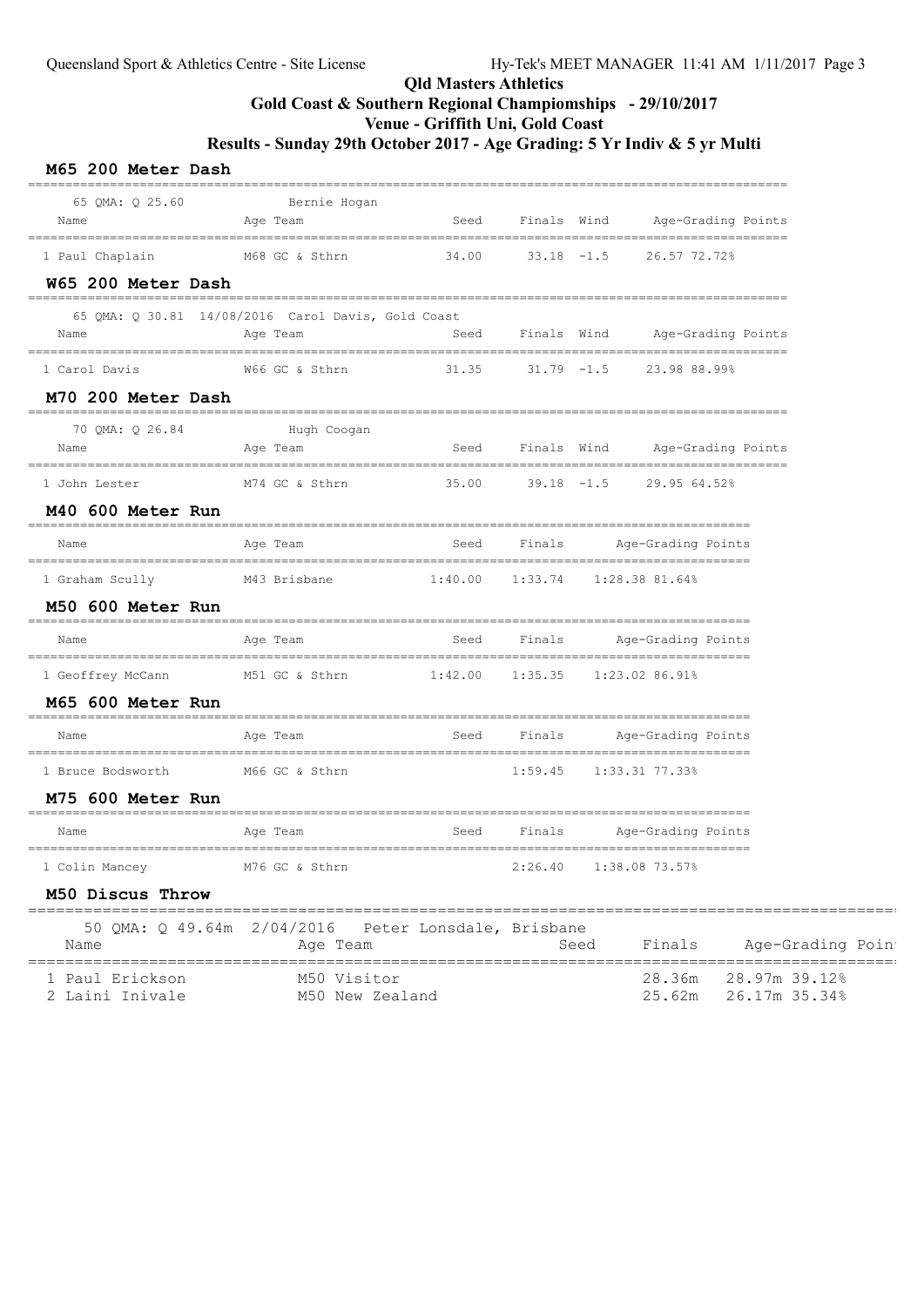# Qld Masters Athletics

## Gold Coast & Southern Regional Champiomships - 29/10/2017

## Venue - Griffith Uni, Gold Coast

## Results - Sunday 29th October 2017 - Age Grading: 5 Yr Indiv & 5 yr Multi

### M65 200 Meter Dash

65 QMA: Q 25.60 Bernie Hogan

| Name | Age | Team | Seed | Finals | Wind | Age-Grading | Points |
|---|---|---|---|---|---|---|---|
| 1 Paul Chaplain | M68 | GC & Sthrn | 34.00 | 33.18 | -1.5 | 26.57 | 72.72% |

### W65 200 Meter Dash

65 QMA: Q 30.81 14/08/2016 Carol Davis, Gold Coast

| Name | Age | Team | Seed | Finals | Wind | Age-Grading | Points |
|---|---|---|---|---|---|---|---|
| 1 Carol Davis | W66 | GC & Sthrn | 31.35 | 31.79 | -1.5 | 23.98 | 88.99% |

### M70 200 Meter Dash

70 QMA: Q 26.84 Hugh Coogan

| Name | Age | Team | Seed | Finals | Wind | Age-Grading | Points |
|---|---|---|---|---|---|---|---|
| 1 John Lester | M74 | GC & Sthrn | 35.00 | 39.18 | -1.5 | 29.95 | 64.52% |

### M40 600 Meter Run

| Name | Age | Team | Seed | Finals | Age-Grading | Points |
|---|---|---|---|---|---|---|
| 1 Graham Scully | M43 | Brisbane | 1:40.00 | 1:33.74 | 1:28.38 | 81.64% |

### M50 600 Meter Run

| Name | Age | Team | Seed | Finals | Age-Grading | Points |
|---|---|---|---|---|---|---|
| 1 Geoffrey McCann | M51 | GC & Sthrn | 1:42.00 | 1:35.35 | 1:23.02 | 86.91% |

### M65 600 Meter Run

| Name | Age | Team | Seed | Finals | Age-Grading | Points |
|---|---|---|---|---|---|---|
| 1 Bruce Bodsworth | M66 | GC & Sthrn | | 1:59.45 | 1:33.31 | 77.33% |

### M75 600 Meter Run

| Name | Age | Team | Seed | Finals | Age-Grading | Points |
|---|---|---|---|---|---|---|
| 1 Colin Mancey | M76 | GC & Sthrn | | 2:26.40 | 1:38.08 | 73.57% |

### M50 Discus Throw

50 QMA: Q 49.64m 2/04/2016 Peter Lonsdale, Brisbane

| Name | Age | Team | Seed | Finals | Age-Grading | Points |
|---|---|---|---|---|---|---|
| 1 Paul Erickson | M50 | Visitor | | 28.36m | 28.97m | 39.12% |
| 2 Laini Inivale | M50 | New Zealand | | 25.62m | 26.17m | 35.34% |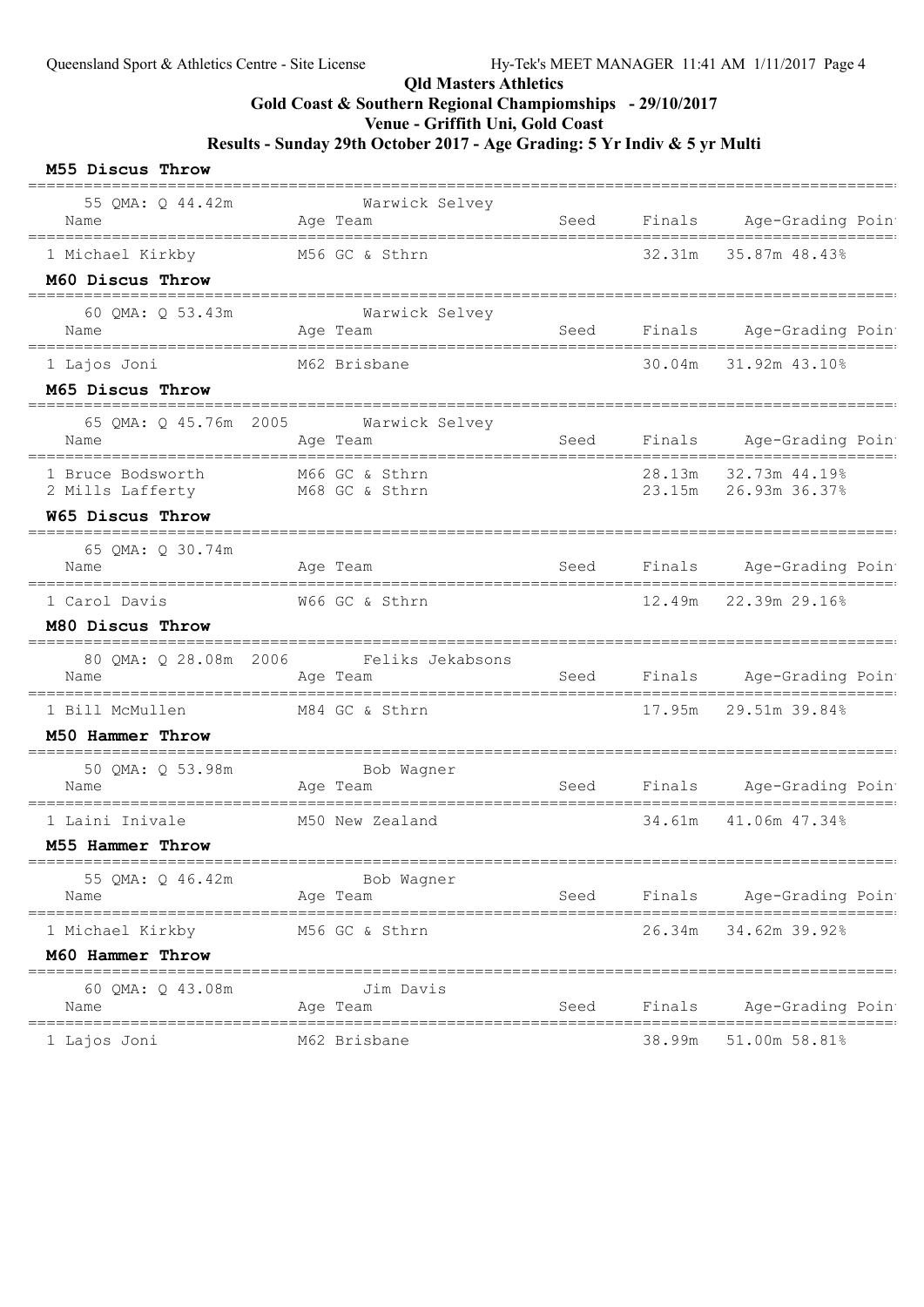**Qld Masters Athletics**

**Gold Coast & Southern Regional Champiomships - 29/10/2017**

**Venue - Griffith Uni, Gold Coast**

**Results - Sunday 29th October 2017 - Age Grading: 5 Yr Indiv & 5 yr Multi**

### M55 Discus Throw

55 QMA: Q 44.42m Warwick Selvey

| Name | Age | Team | Seed | Finals | Age-Grading | Poin |
|---|---|---|---|---|---|---|
| 1 Michael Kirkby | M56 | GC & Sthrn | | 32.31m | 35.87m | 48.43% |

### M60 Discus Throw

60 QMA: Q 53.43m Warwick Selvey

| Name | Age | Team | Seed | Finals | Age-Grading | Poin |
|---|---|---|---|---|---|---|
| 1 Lajos Joni | M62 | Brisbane | | 30.04m | 31.92m | 43.10% |

### M65 Discus Throw

65 QMA: Q 45.76m 2005 Warwick Selvey

| Name | Age | Team | Seed | Finals | Age-Grading | Poin |
|---|---|---|---|---|---|---|
| 1 Bruce Bodsworth | M66 | GC & Sthrn | | 28.13m | 32.73m | 44.19% |
| 2 Mills Lafferty | M68 | GC & Sthrn | | 23.15m | 26.93m | 36.37% |

### W65 Discus Throw

65 QMA: Q 30.74m

| Name | Age | Team | Seed | Finals | Age-Grading | Poin |
|---|---|---|---|---|---|---|
| 1 Carol Davis | W66 | GC & Sthrn | | 12.49m | 22.39m | 29.16% |

### M80 Discus Throw

80 QMA: Q 28.08m 2006 Feliks Jekabsons

| Name | Age | Team | Seed | Finals | Age-Grading | Poin |
|---|---|---|---|---|---|---|
| 1 Bill McMullen | M84 | GC & Sthrn | | 17.95m | 29.51m | 39.84% |

### M50 Hammer Throw

50 QMA: Q 53.98m Bob Wagner

| Name | Age | Team | Seed | Finals | Age-Grading | Poin |
|---|---|---|---|---|---|---|
| 1 Laini Inivale | M50 | New Zealand | | 34.61m | 41.06m | 47.34% |

### M55 Hammer Throw

55 QMA: Q 46.42m Bob Wagner

| Name | Age | Team | Seed | Finals | Age-Grading | Poin |
|---|---|---|---|---|---|---|
| 1 Michael Kirkby | M56 | GC & Sthrn | | 26.34m | 34.62m | 39.92% |

### M60 Hammer Throw

60 QMA: Q 43.08m Jim Davis

| Name | Age | Team | Seed | Finals | Age-Grading | Poin |
|---|---|---|---|---|---|---|
| 1 Lajos Joni | M62 | Brisbane | | 38.99m | 51.00m | 58.81% |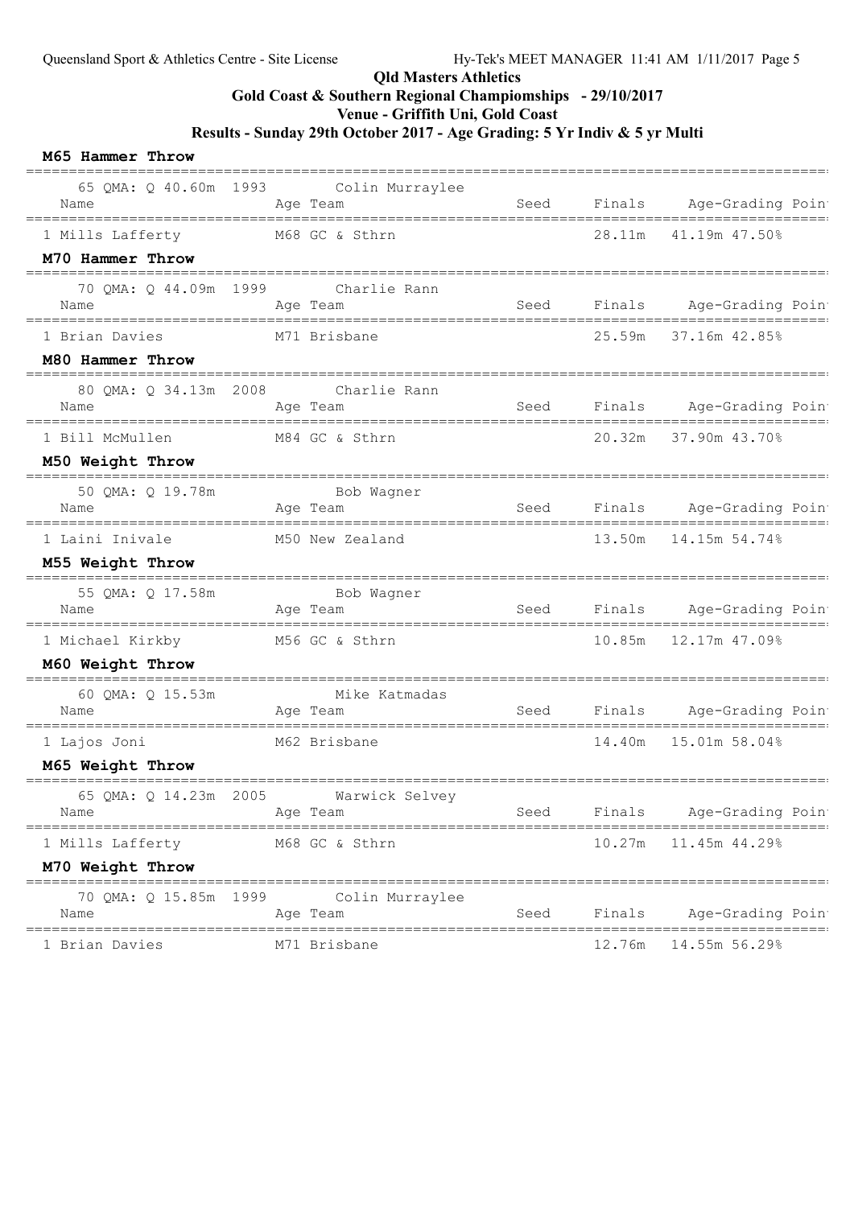# Qld Masters Athletics

## Gold Coast & Southern Regional Champiomships - 29/10/2017

## Venue - Griffith Uni, Gold Coast

## Results - Sunday 29th October 2017 - Age Grading: 5 Yr Indiv & 5 yr Multi

### M65 Hammer Throw

65 QMA: Q 40.60m 1993 Colin Murraylee

| Name | Age | Team | Seed | Finals | Age-Grading | Poin |
|---|---|---|---|---|---|---|
| 1 Mills Lafferty | M68 | GC & Sthrn | | 28.11m | 41.19m 47.50% | |

### M70 Hammer Throw

70 QMA: Q 44.09m 1999 Charlie Rann

| Name | Age | Team | Seed | Finals | Age-Grading | Poin |
|---|---|---|---|---|---|---|
| 1 Brian Davies | M71 | Brisbane | | 25.59m | 37.16m 42.85% | |

### M80 Hammer Throw

80 QMA: Q 34.13m 2008 Charlie Rann

| Name | Age | Team | Seed | Finals | Age-Grading | Poin |
|---|---|---|---|---|---|---|
| 1 Bill McMullen | M84 | GC & Sthrn | | 20.32m | 37.90m 43.70% | |

### M50 Weight Throw

50 QMA: Q 19.78m Bob Wagner

| Name | Age | Team | Seed | Finals | Age-Grading | Poin |
|---|---|---|---|---|---|---|
| 1 Laini Inivale | M50 | New Zealand | | 13.50m | 14.15m 54.74% | |

### M55 Weight Throw

55 QMA: Q 17.58m Bob Wagner

| Name | Age | Team | Seed | Finals | Age-Grading | Poin |
|---|---|---|---|---|---|---|
| 1 Michael Kirkby | M56 | GC & Sthrn | | 10.85m | 12.17m 47.09% | |

### M60 Weight Throw

60 QMA: Q 15.53m Mike Katmadas

| Name | Age | Team | Seed | Finals | Age-Grading | Poin |
|---|---|---|---|---|---|---|
| 1 Lajos Joni | M62 | Brisbane | | 14.40m | 15.01m 58.04% | |

### M65 Weight Throw

65 QMA: Q 14.23m 2005 Warwick Selvey

| Name | Age | Team | Seed | Finals | Age-Grading | Poin |
|---|---|---|---|---|---|---|
| 1 Mills Lafferty | M68 | GC & Sthrn | | 10.27m | 11.45m 44.29% | |

### M70 Weight Throw

70 QMA: Q 15.85m 1999 Colin Murraylee

| Name | Age | Team | Seed | Finals | Age-Grading | Poin |
|---|---|---|---|---|---|---|
| 1 Brian Davies | M71 | Brisbane | | 12.76m | 14.55m 56.29% | |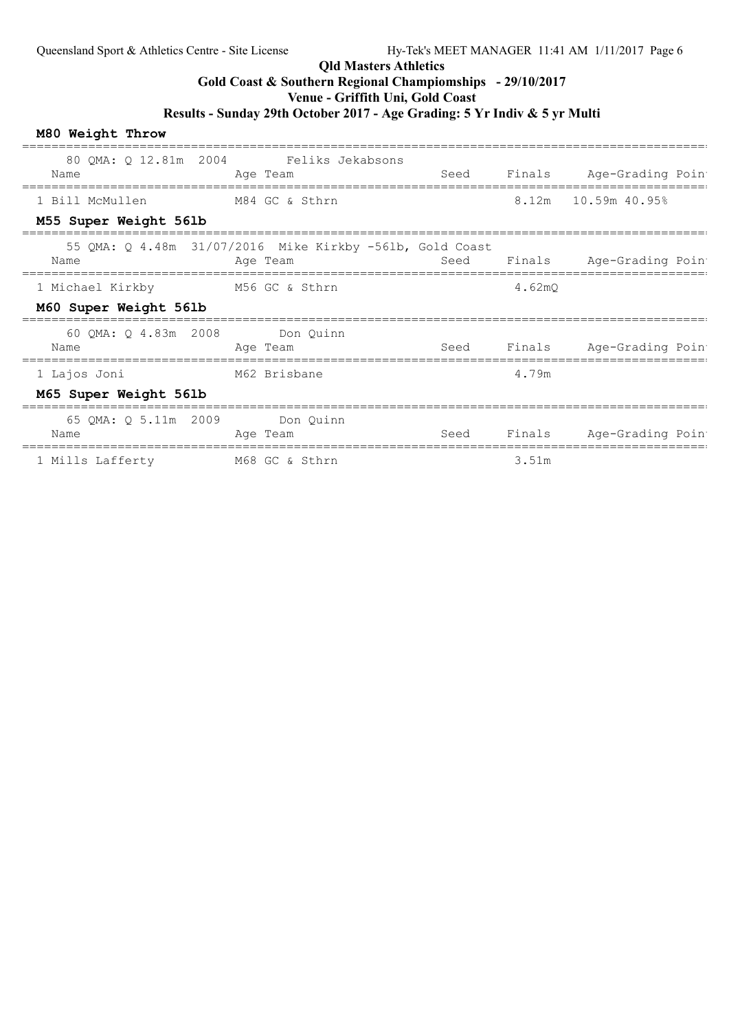# Qld Masters Athletics

## Gold Coast & Southern Regional Champiomships - 29/10/2017

## Venue - Griffith Uni, Gold Coast

## Results - Sunday 29th October 2017 - Age Grading: 5 Yr Indiv & 5 yr Multi

### M80 Weight Throw

80 QMA: Q 12.81m 2004 Feliks Jekabsons

| Name | Age | Team | Seed | Finals | Age-Grading | Poin |
|---|---|---|---|---|---|---|
| 1 Bill McMullen | M84 | GC & Sthrn | | 8.12m | 10.59m | 40.95% |

### M55 Super Weight 56lb

55 QMA: Q 4.48m 31/07/2016 Mike Kirkby -56lb, Gold Coast

| Name | Age | Team | Seed | Finals | Age-Grading | Poin |
|---|---|---|---|---|---|---|
| 1 Michael Kirkby | M56 | GC & Sthrn | | 4.62mQ | | |

### M60 Super Weight 56lb

60 QMA: Q 4.83m 2008 Don Quinn

| Name | Age | Team | Seed | Finals | Age-Grading | Poin |
|---|---|---|---|---|---|---|
| 1 Lajos Joni | M62 | Brisbane | | 4.79m | | |

### M65 Super Weight 56lb

65 QMA: Q 5.11m 2009 Don Quinn

| Name | Age | Team | Seed | Finals | Age-Grading | Poin |
|---|---|---|---|---|---|---|
| 1 Mills Lafferty | M68 | GC & Sthrn | | 3.51m | | |